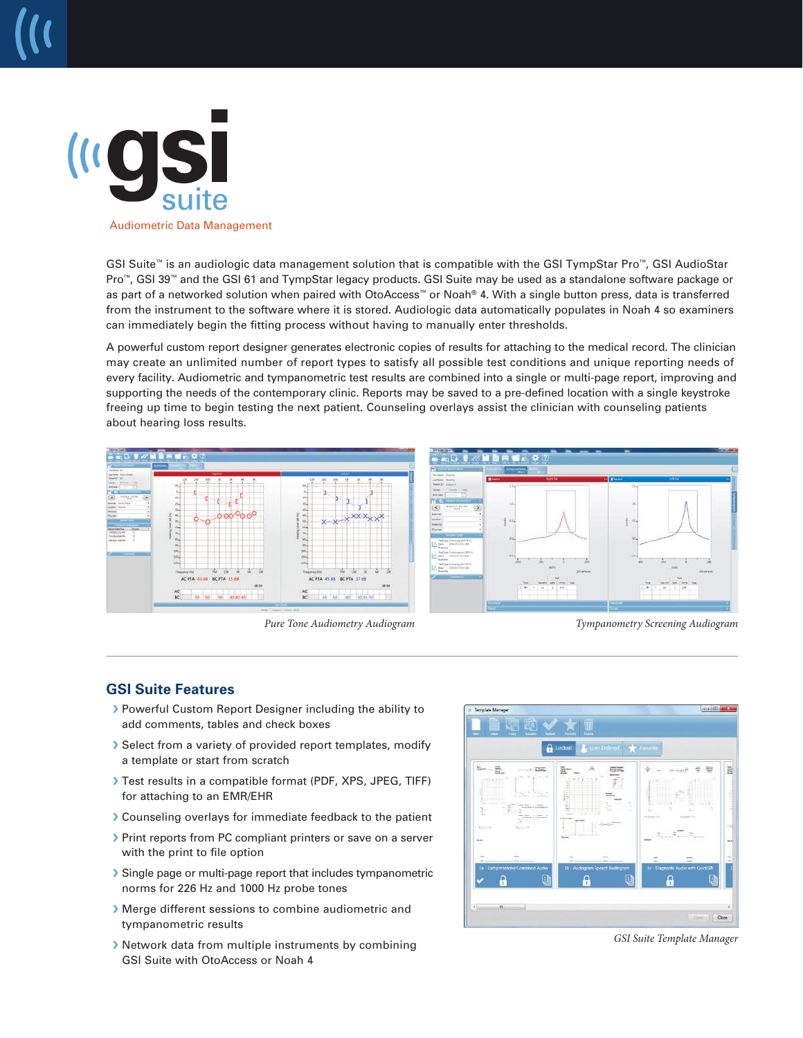# gsi suite

Audiometric Data Management

GSI Suite™ is an audiologic data management solution that is compatible with the GSI TympStar Pro™, GSI AudioStar Pro™, GSI 39™ and the GSI 61 and TympStar legacy products. GSI Suite may be used as a standalone software package or as part of a networked solution when paired with OtoAccess™ or Noah® 4. With a single button press, data is transferred from the instrument to the software where it is stored. Audiologic data automatically populates in Noah 4 so examiners can immediately begin the fitting process without having to manually enter thresholds.

A powerful custom report designer generates electronic copies of results for attaching to the medical record. The clinician may create an unlimited number of report types to satisfy all possible test conditions and unique reporting needs of every facility. Audiometric and tympanometric test results are combined into a single or multi-page report, improving and supporting the needs of the contemporary clinic. Reports may be saved to a pre-defined location with a single keystroke freeing up time to begin testing the next patient. Counseling overlays assist the clinician with counseling patients about hearing loss results.

*Pure Tone Audiometry Audiogram*

*Tympanometry Screening Audiogram*

## GSI Suite Features

- Powerful Custom Report Designer including the ability to add comments, tables and check boxes
- Select from a variety of provided report templates, modify a template or start from scratch
- Test results in a compatible format (PDF, XPS, JPEG, TIFF) for attaching to an EMR/EHR
- Counseling overlays for immediate feedback to the patient
- Print reports from PC compliant printers or save on a server with the print to file option
- Single page or multi-page report that includes tympanometric norms for 226 Hz and 1000 Hz probe tones
- Merge different sessions to combine audiometric and tympanometric results
- Network data from multiple instruments by combining GSI Suite with OtoAccess or Noah 4

*GSI Suite Template Manager*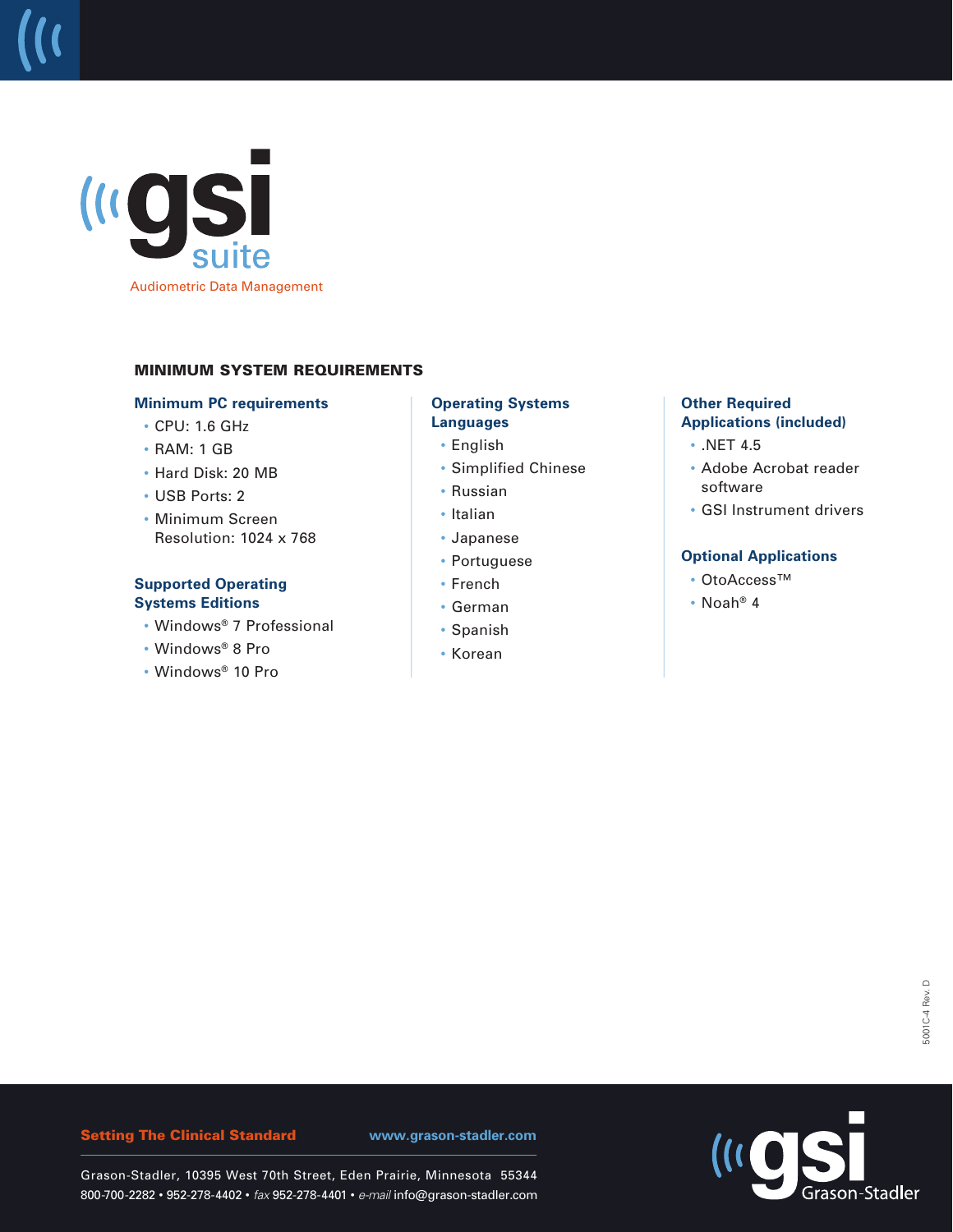gsi suite

Audiometric Data Management

## MINIMUM SYSTEM REQUIREMENTS

### Minimum PC requirements

- CPU: 1.6 GHz
- RAM: 1 GB
- Hard Disk: 20 MB
- USB Ports: 2
- Minimum Screen Resolution: 1024 x 768

### Supported Operating Systems Editions

- Windows® 7 Professional
- Windows® 8 Pro
- Windows® 10 Pro

### Operating Systems Languages

- English
- Simplified Chinese
- Russian
- Italian
- Japanese
- Portuguese
- French
- German
- Spanish
- Korean

### Other Required Applications (included)

- .NET 4.5
- Adobe Acrobat reader software
- GSI Instrument drivers

### Optional Applications

- OtoAccess™
- Noah® 4

5001C-4 Rev. D

**Setting The Clinical Standard** www.grason-stadler.com

Grason-Stadler, 10395 West 70th Street, Eden Prairie, Minnesota 55344
800-700-2282 • 952-278-4402 • *fax* 952-278-4401 • *e-mail* info@grason-stadler.com

gsi Grason-Stadler